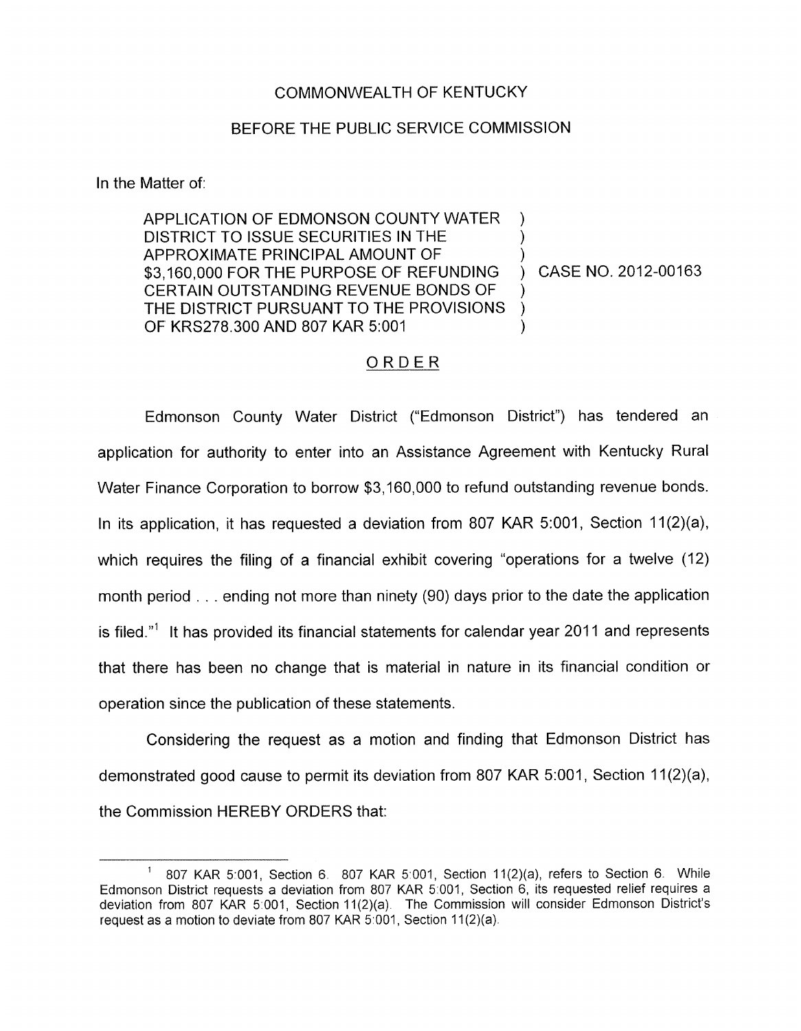COMMONWEALTH OF KENTUCKY

BEFORE THE PUBLIC SERVICE COMMISSION

In the Matter of:

APPLICATION OF EDMONSON COUNTY WATER DISTRICT TO ISSUE SECURITIES IN THE APPROXIMATE PRINCIPAL AMOUNT OF $3,160,000 FOR THE PURPOSE OF REFUNDING CERTAIN OUTSTANDING REVENUE BONDS OF THE DISTRICT PURSUANT TO THE PROVISIONS OF KRS278.300 AND 807 KAR 5:001 ) CASE NO. 2012-00163

## ORDER

Edmonson County Water District ("Edmonson District") has tendered an application for authority to enter into an Assistance Agreement with Kentucky Rural Water Finance Corporation to borrow $3,160,000 to refund outstanding revenue bonds. In its application, it has requested a deviation from 807 KAR 5:001, Section 11(2)(a), which requires the filing of a financial exhibit covering "operations for a twelve (12) month period . . . ending not more than ninety (90) days prior to the date the application is filed."[1] It has provided its financial statements for calendar year 2011 and represents that there has been no change that is material in nature in its financial condition or operation since the publication of these statements.

Considering the request as a motion and finding that Edmonson District has demonstrated good cause to permit its deviation from 807 KAR 5:001, Section 11(2)(a), the Commission HEREBY ORDERS that:

[1] 807 KAR 5:001, Section 6. 807 KAR 5:001, Section 11(2)(a), refers to Section 6. While Edmonson District requests a deviation from 807 KAR 5:001, Section 6, its requested relief requires a deviation from 807 KAR 5:001, Section 11(2)(a). The Commission will consider Edmonson District's request as a motion to deviate from 807 KAR 5:001, Section 11(2)(a).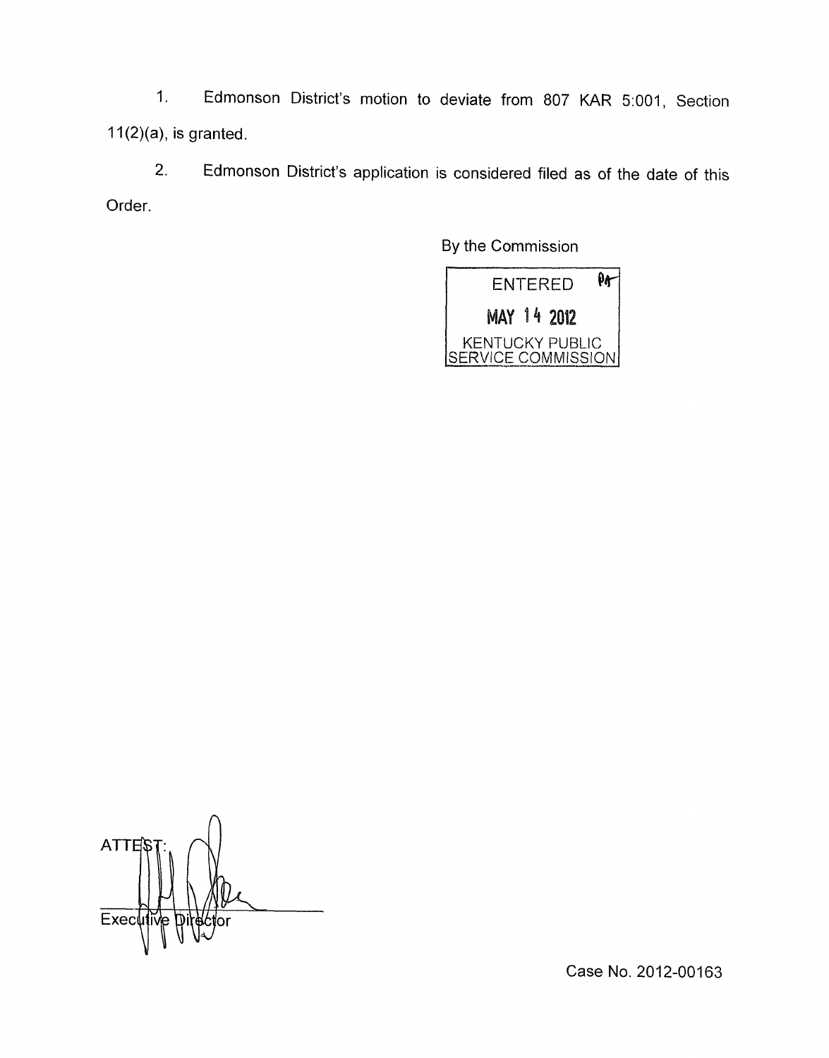1. Edmonson District's motion to deviate from 807 KAR 5:001, Section 11(2)(a), is granted.

2. Edmonson District's application is considered filed as of the date of this Order.

By the Commission

ENTERED

MAY 14 2012

KENTUCKY PUBLIC SERVICE COMMISSION

ATTEST:

Executive Director

Case No. 2012-00163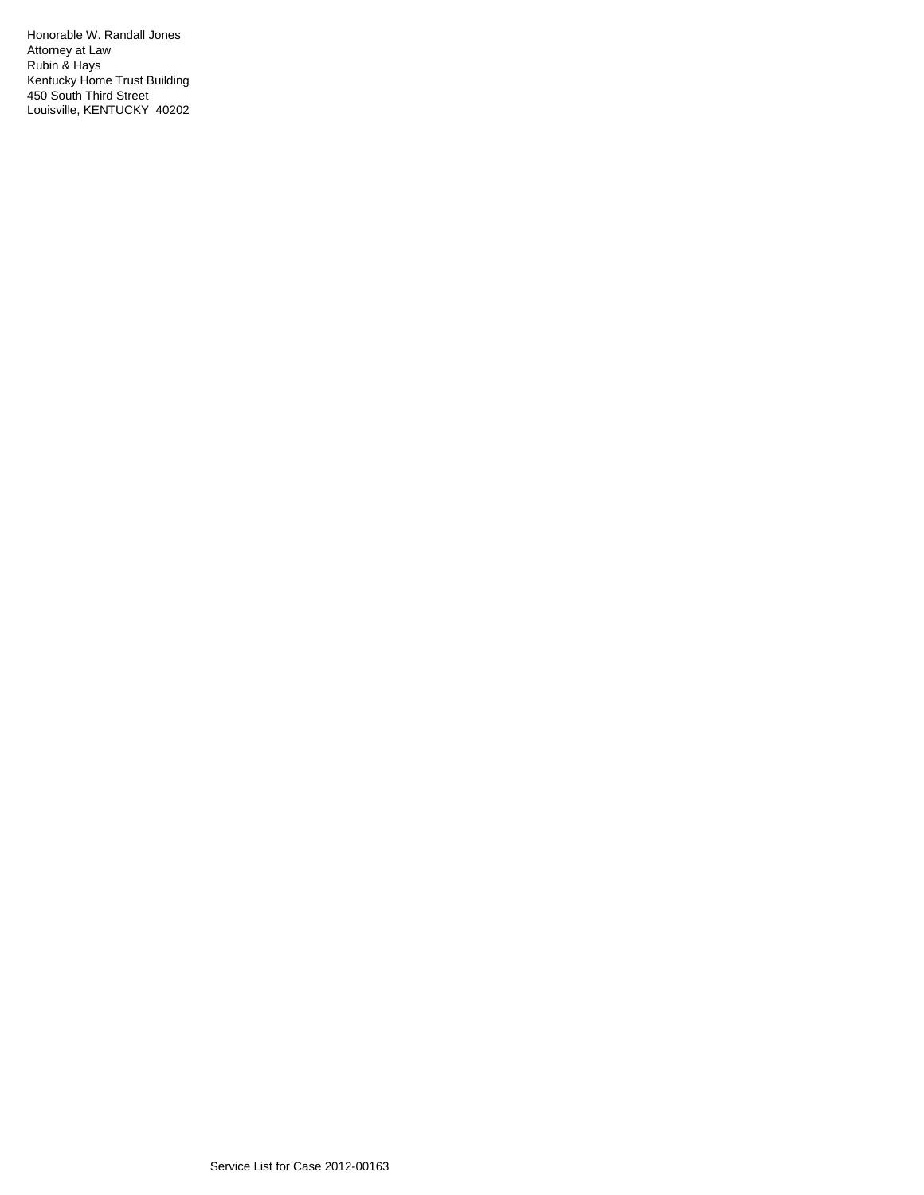Honorable W. Randall Jones
Attorney at Law
Rubin & Hays
Kentucky Home Trust Building
450 South Third Street
Louisville, KENTUCKY 40202